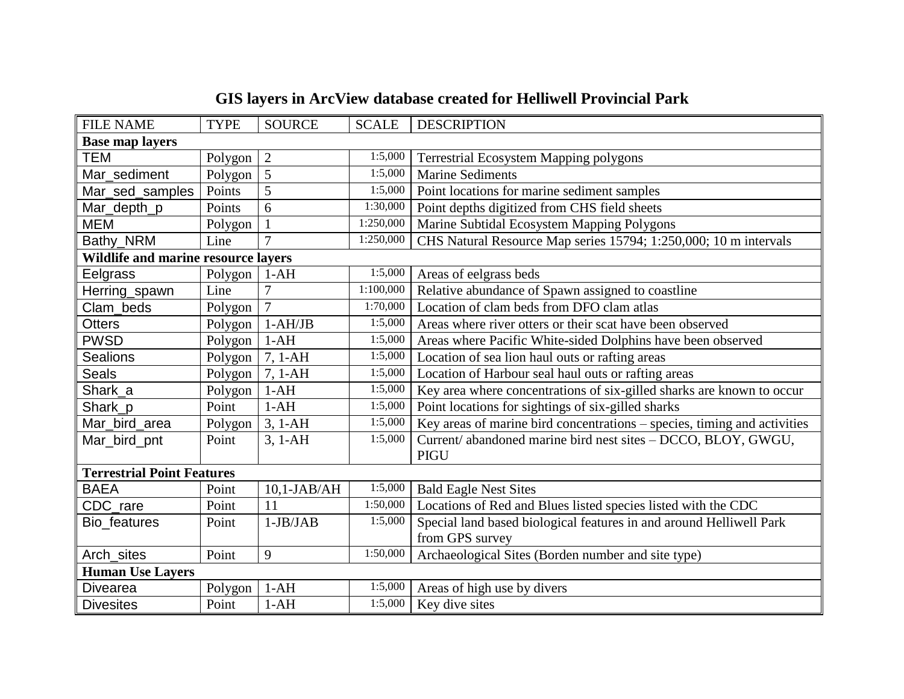# GIS layers in ArcView database created for Helliwell Provincial Park

| FILE NAME | TYPE | SOURCE | SCALE | DESCRIPTION |
|---|---|---|---|---|
| **Base map layers** | | | | |
| TEM | Polygon | 2 | 1:5,000 | Terrestrial Ecosystem Mapping polygons |
| Mar_sediment | Polygon | 5 | 1:5,000 | Marine Sediments |
| Mar_sed_samples | Points | 5 | 1:5,000 | Point locations for marine sediment samples |
| Mar_depth_p | Points | 6 | 1:30,000 | Point depths digitized from CHS field sheets |
| MEM | Polygon | 1 | 1:250,000 | Marine Subtidal Ecosystem Mapping Polygons |
| Bathy_NRM | Line | 7 | 1:250,000 | CHS Natural Resource Map series 15794; 1:250,000; 10 m intervals |
| **Wildlife and marine resource layers** | | | | |
| Eelgrass | Polygon | 1-AH | 1:5,000 | Areas of eelgrass beds |
| Herring_spawn | Line | 7 | 1:100,000 | Relative abundance of Spawn assigned to coastline |
| Clam_beds | Polygon | 7 | 1:70,000 | Location of clam beds from DFO clam atlas |
| Otters | Polygon | 1-AH/JB | 1:5,000 | Areas where river otters or their scat have been observed |
| PWSD | Polygon | 1-AH | 1:5,000 | Areas where Pacific White-sided Dolphins have been observed |
| Sealions | Polygon | 7, 1-AH | 1:5,000 | Location of sea lion haul outs or rafting areas |
| Seals | Polygon | 7, 1-AH | 1:5,000 | Location of Harbour seal haul outs or rafting areas |
| Shark_a | Polygon | 1-AH | 1:5,000 | Key area where concentrations of six-gilled sharks are known to occur |
| Shark_p | Point | 1-AH | 1:5,000 | Point locations for sightings of six-gilled sharks |
| Mar_bird_area | Polygon | 3, 1-AH | 1:5,000 | Key areas of marine bird concentrations – species, timing and activities |
| Mar_bird_pnt | Point | 3, 1-AH | 1:5,000 | Current/ abandoned marine bird nest sites – DCCO, BLOY, GWGU, PIGU |
| **Terrestrial Point Features** | | | | |
| BAEA | Point | 10,1-JAB/AH | 1:5,000 | Bald Eagle Nest Sites |
| CDC_rare | Point | 11 | 1:50,000 | Locations of Red and Blues listed species listed with the CDC |
| Bio_features | Point | 1-JB/JAB | 1:5,000 | Special land based biological features in and around Helliwell Park from GPS survey |
| Arch_sites | Point | 9 | 1:50,000 | Archaeological Sites (Borden number and site type) |
| **Human Use Layers** | | | | |
| Divearea | Polygon | 1-AH | 1:5,000 | Areas of high use by divers |
| Divesites | Point | 1-AH | 1:5,000 | Key dive sites |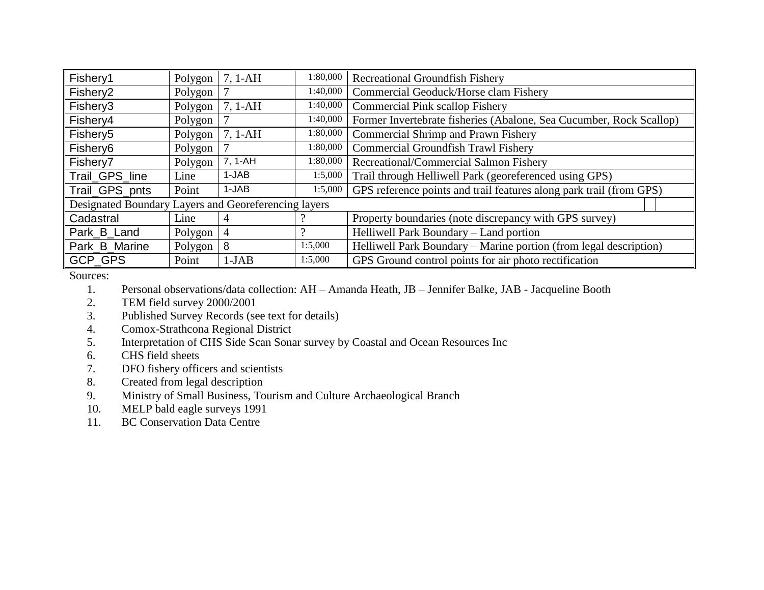| Fishery1 | Polygon | 7, 1-AH | 1:80,000 | Recreational Groundfish Fishery |
|---|---|---|---|---|
| Fishery2 | Polygon | 7 | 1:40,000 | Commercial Geoduck/Horse clam Fishery |
| Fishery3 | Polygon | 7, 1-AH | 1:40,000 | Commercial Pink scallop Fishery |
| Fishery4 | Polygon | 7 | 1:40,000 | Former Invertebrate fisheries (Abalone, Sea Cucumber, Rock Scallop) |
| Fishery5 | Polygon | 7, 1-AH | 1:80,000 | Commercial Shrimp and Prawn Fishery |
| Fishery6 | Polygon | 7 | 1:80,000 | Commercial Groundfish Trawl Fishery |
| Fishery7 | Polygon | 7, 1-AH | 1:80,000 | Recreational/Commercial Salmon Fishery |
| Trail_GPS_line | Line | 1-JAB | 1:5,000 | Trail through Helliwell Park (georeferenced using GPS) |
| Trail_GPS_pnts | Point | 1-JAB | 1:5,000 | GPS reference points and trail features along park trail (from GPS) |
| Designated Boundary Layers and Georeferencing layers | | | | |
| Cadastral | Line | 4 | ? | Property boundaries (note discrepancy with GPS survey) |
| Park_B_Land | Polygon | 4 | ? | Helliwell Park Boundary – Land portion |
| Park_B_Marine | Polygon | 8 | 1:5,000 | Helliwell Park Boundary – Marine portion (from legal description) |
| GCP_GPS | Point | 1-JAB | 1:5,000 | GPS Ground control points for air photo rectification |

Sources:

1. Personal observations/data collection: AH – Amanda Heath, JB – Jennifer Balke, JAB - Jacqueline Booth
2. TEM field survey 2000/2001
3. Published Survey Records (see text for details)
4. Comox-Strathcona Regional District
5. Interpretation of CHS Side Scan Sonar survey by Coastal and Ocean Resources Inc
6. CHS field sheets
7. DFO fishery officers and scientists
8. Created from legal description
9. Ministry of Small Business, Tourism and Culture Archaeological Branch
10. MELP bald eagle surveys 1991
11. BC Conservation Data Centre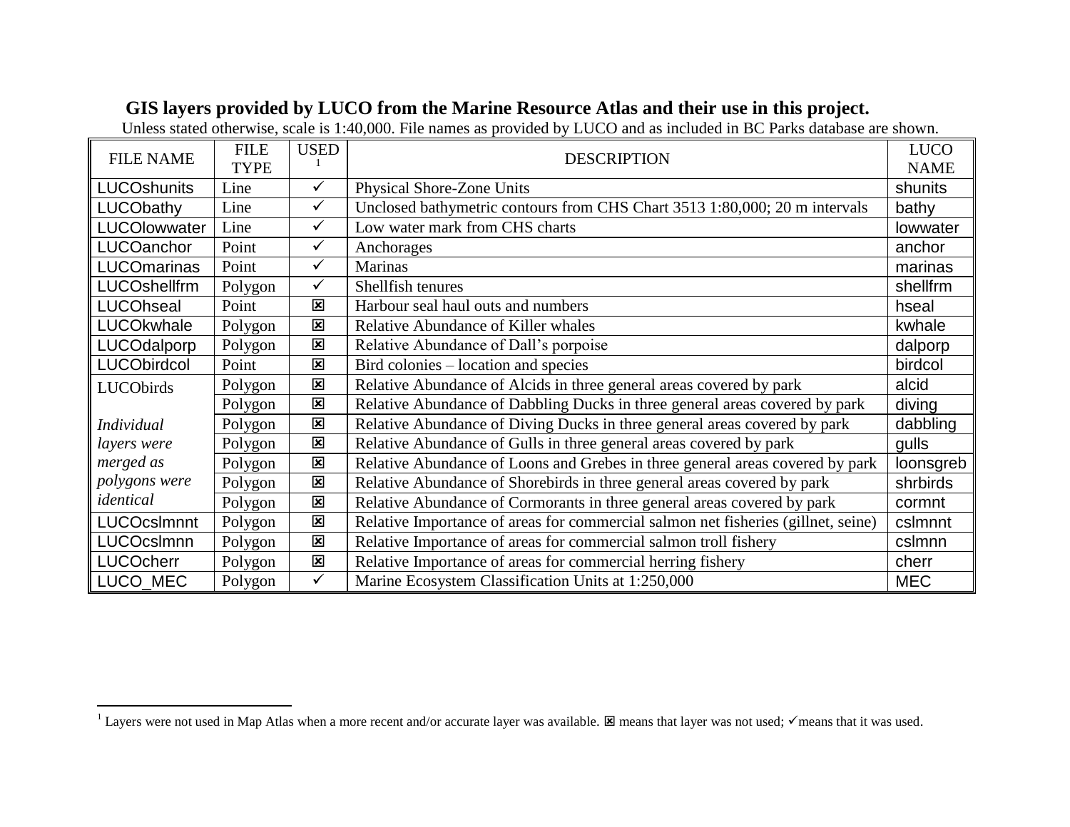**GIS layers provided by LUCO from the Marine Resource Atlas and their use in this project.**

Unless stated otherwise, scale is 1:40,000. File names as provided by LUCO and as included in BC Parks database are shown.

| FILE NAME | FILE TYPE | USED [1] | DESCRIPTION | LUCO NAME |
|---|---|---|---|---|
| LUCOshunits | Line | ✓ | Physical Shore-Zone Units | shunits |
| LUCObathy | Line | ✓ | Unclosed bathymetric contours from CHS Chart 3513 1:80,000; 20 m intervals | bathy |
| LUCOlowwater | Line | ✓ | Low water mark from CHS charts | lowwater |
| LUCOanchor | Point | ✓ | Anchorages | anchor |
| LUCOmarinas | Point | ✓ | Marinas | marinas |
| LUCOshellfrm | Polygon | ✓ | Shellfish tenures | shellfrm |
| LUCOhseal | Point | ☒ | Harbour seal haul outs and numbers | hseal |
| LUCOkwhale | Polygon | ☒ | Relative Abundance of Killer whales | kwhale |
| LUCOdalporp | Polygon | ☒ | Relative Abundance of Dall's porpoise | dalporp |
| LUCObirdcol | Point | ☒ | Bird colonies – location and species | birdcol |
| LUCObirds | Polygon | ☒ | Relative Abundance of Alcids in three general areas covered by park | alcid |
| | Polygon | ☒ | Relative Abundance of Dabbling Ducks in three general areas covered by park | diving |
| *Individual layers were merged as polygons were identical* | Polygon | ☒ | Relative Abundance of Diving Ducks in three general areas covered by park | dabbling |
| | Polygon | ☒ | Relative Abundance of Gulls in three general areas covered by park | gulls |
| | Polygon | ☒ | Relative Abundance of Loons and Grebes in three general areas covered by park | loonsgreb |
| | Polygon | ☒ | Relative Abundance of Shorebirds in three general areas covered by park | shrbirds |
| | Polygon | ☒ | Relative Abundance of Cormorants in three general areas covered by park | cormnt |
| LUCOcslmnnt | Polygon | ☒ | Relative Importance of areas for commercial salmon net fisheries (gillnet, seine) | cslmnnt |
| LUCOcslmnn | Polygon | ☒ | Relative Importance of areas for commercial salmon troll fishery | cslmnn |
| LUCOcherr | Polygon | ☒ | Relative Importance of areas for commercial herring fishery | cherr |
| LUCO_MEC | Polygon | ✓ | Marine Ecosystem Classification Units at 1:250,000 | MEC |

[1] Layers were not used in Map Atlas when a more recent and/or accurate layer was available. ☒ means that layer was not used; ✓means that it was used.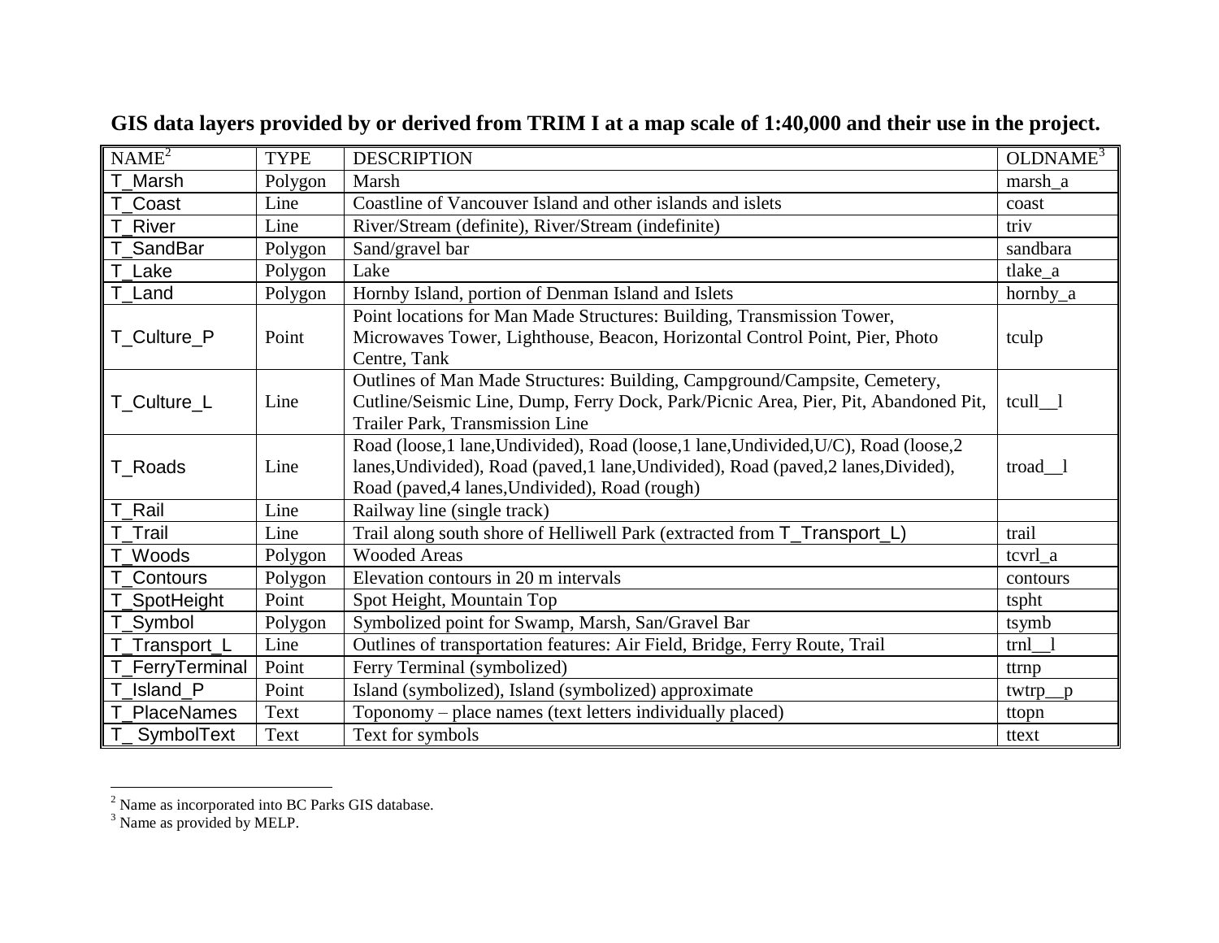**GIS data layers provided by or derived from TRIM I at a map scale of 1:40,000 and their use in the project.**

| NAME[2] | TYPE | DESCRIPTION | OLDNAME[3] |
|---|---|---|---|
| T_Marsh | Polygon | Marsh | marsh_a |
| T_Coast | Line | Coastline of Vancouver Island and other islands and islets | coast |
| T_River | Line | River/Stream (definite), River/Stream (indefinite) | triv |
| T_SandBar | Polygon | Sand/gravel bar | sandbara |
| T_Lake | Polygon | Lake | tlake_a |
| T_Land | Polygon | Hornby Island, portion of Denman Island and Islets | hornby_a |
| T_Culture_P | Point | Point locations for Man Made Structures: Building, Transmission Tower, Microwaves Tower, Lighthouse, Beacon, Horizontal Control Point, Pier, Photo Centre, Tank | tculp |
| T_Culture_L | Line | Outlines of Man Made Structures: Building, Campground/Campsite, Cemetery, Cutline/Seismic Line, Dump, Ferry Dock, Park/Picnic Area, Pier, Pit, Abandoned Pit, Trailer Park, Transmission Line | tcull__l |
| T_Roads | Line | Road (loose,1 lane,Undivided), Road (loose,1 lane,Undivided,U/C), Road (loose,2 lanes,Undivided), Road (paved,1 lane,Undivided), Road (paved,2 lanes,Divided), Road (paved,4 lanes,Undivided), Road (rough) | troad__l |
| T_Rail | Line | Railway line (single track) | |
| T_Trail | Line | Trail along south shore of Helliwell Park (extracted from T_Transport_L) | trail |
| T_Woods | Polygon | Wooded Areas | tcvrl_a |
| T_Contours | Polygon | Elevation contours in 20 m intervals | contours |
| T_SpotHeight | Point | Spot Height, Mountain Top | tspht |
| T_Symbol | Polygon | Symbolized point for Swamp, Marsh, San/Gravel Bar | tsymb |
| T_Transport_L | Line | Outlines of transportation features: Air Field, Bridge, Ferry Route, Trail | trnl__l |
| T_FerryTerminal | Point | Ferry Terminal (symbolized) | ttrnp |
| T_Island_P | Point | Island (symbolized), Island (symbolized) approximate | twtrp__p |
| T_PlaceNames | Text | Toponomy – place names (text letters individually placed) | ttopn |
| T_ SymbolText | Text | Text for symbols | ttext |

[2] Name as incorporated into BC Parks GIS database.
[3] Name as provided by MELP.